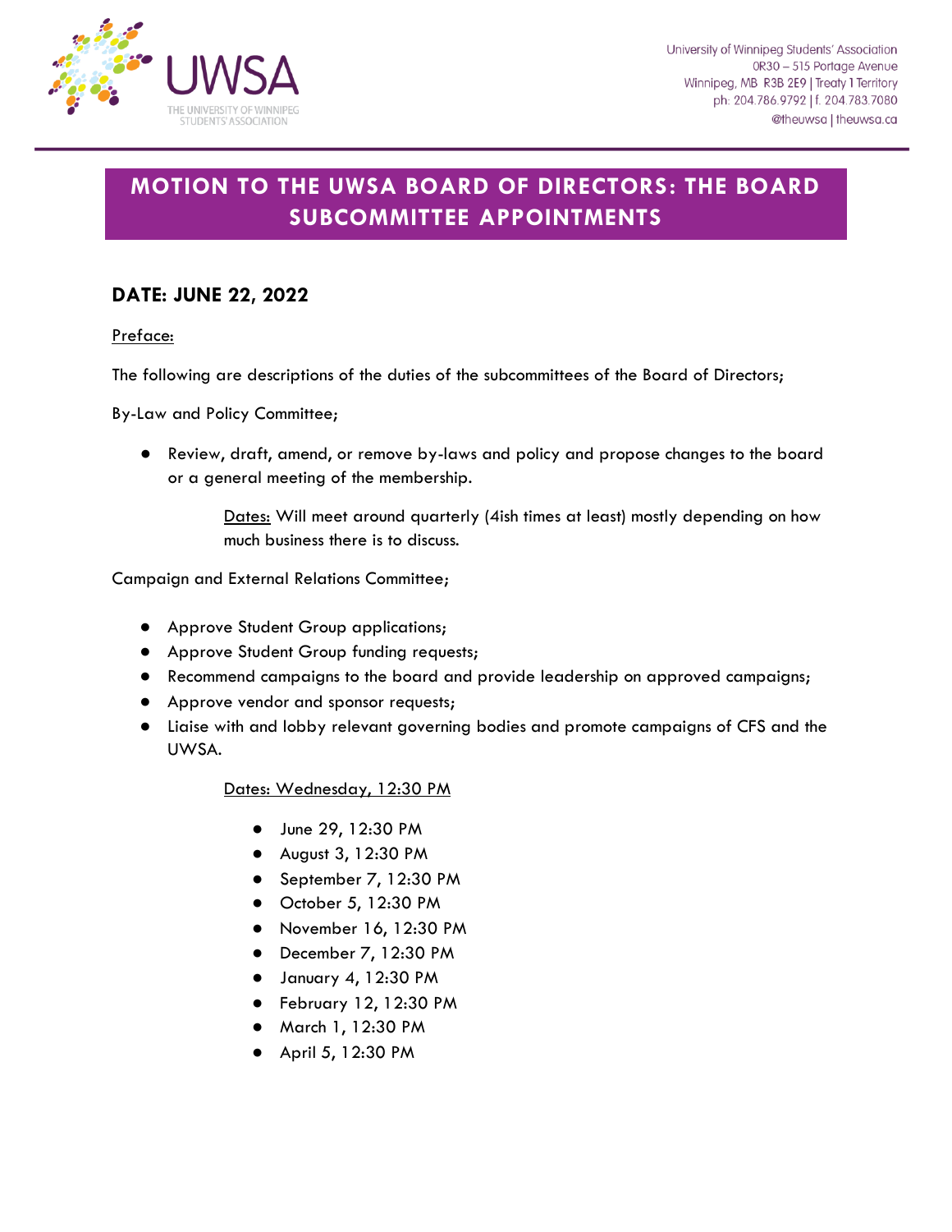University of Winnipeg Students' Association
0R30 – 515 Portage Avenue
Winnipeg, MB R3B 2E9 | Treaty 1 Territory
ph: 204.786.9792 | f. 204.783.7080
@theuwsa | theuwsa.ca

# MOTION TO THE UWSA BOARD OF DIRECTORS: THE BOARD SUBCOMMITTEE APPOINTMENTS

## DATE: JUNE 22, 2022

Preface:

The following are descriptions of the duties of the subcommittees of the Board of Directors;

By-Law and Policy Committee;

- Review, draft, amend, or remove by-laws and policy and propose changes to the board or a general meeting of the membership.

  Dates: Will meet around quarterly (4ish times at least) mostly depending on how much business there is to discuss.

Campaign and External Relations Committee;

- Approve Student Group applications;
- Approve Student Group funding requests;
- Recommend campaigns to the board and provide leadership on approved campaigns;
- Approve vendor and sponsor requests;
- Liaise with and lobby relevant governing bodies and promote campaigns of CFS and the UWSA.

  Dates: Wednesday, 12:30 PM

  - June 29, 12:30 PM
  - August 3, 12:30 PM
  - September 7, 12:30 PM
  - October 5, 12:30 PM
  - November 16, 12:30 PM
  - December 7, 12:30 PM
  - January 4, 12:30 PM
  - February 12, 12:30 PM
  - March 1, 12:30 PM
  - April 5, 12:30 PM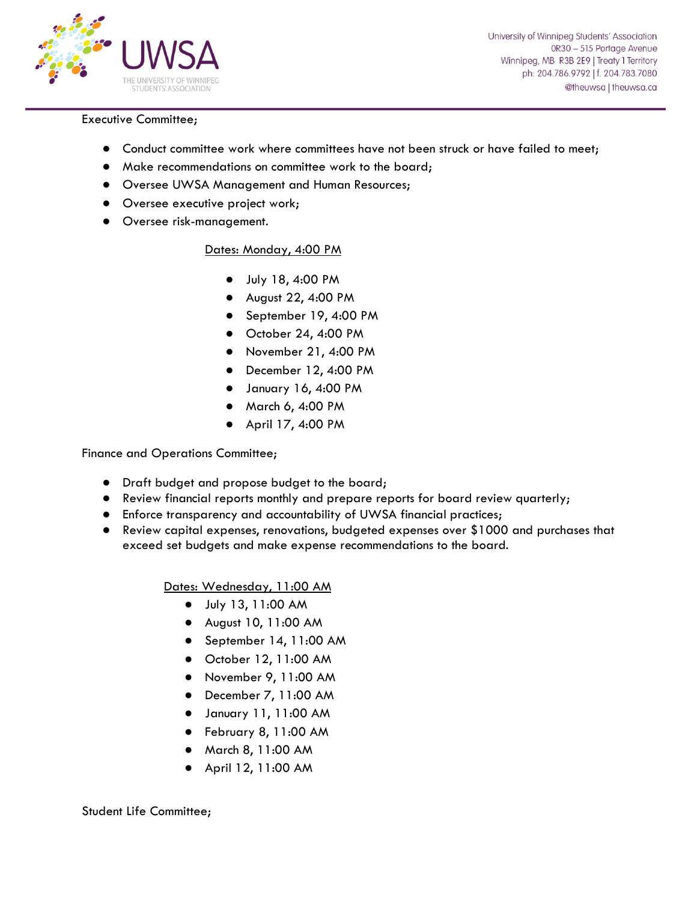Executive Committee;

- Conduct committee work where committees have not been struck or have failed to meet;
- Make recommendations on committee work to the board;
- Oversee UWSA Management and Human Resources;
- Oversee executive project work;
- Oversee risk-management.

<u>Dates: Monday, 4:00 PM</u>

- July 18, 4:00 PM
- August 22, 4:00 PM
- September 19, 4:00 PM
- October 24, 4:00 PM
- November 21, 4:00 PM
- December 12, 4:00 PM
- January 16, 4:00 PM
- March 6, 4:00 PM
- April 17, 4:00 PM

Finance and Operations Committee;

- Draft budget and propose budget to the board;
- Review financial reports monthly and prepare reports for board review quarterly;
- Enforce transparency and accountability of UWSA financial practices;
- Review capital expenses, renovations, budgeted expenses over $1000 and purchases that exceed set budgets and make expense recommendations to the board.

<u>Dates: Wednesday, 11:00 AM</u>

- July 13, 11:00 AM
- August 10, 11:00 AM
- September 14, 11:00 AM
- October 12, 11:00 AM
- November 9, 11:00 AM
- December 7, 11:00 AM
- January 11, 11:00 AM
- February 8, 11:00 AM
- March 8, 11:00 AM
- April 12, 11:00 AM

Student Life Committee;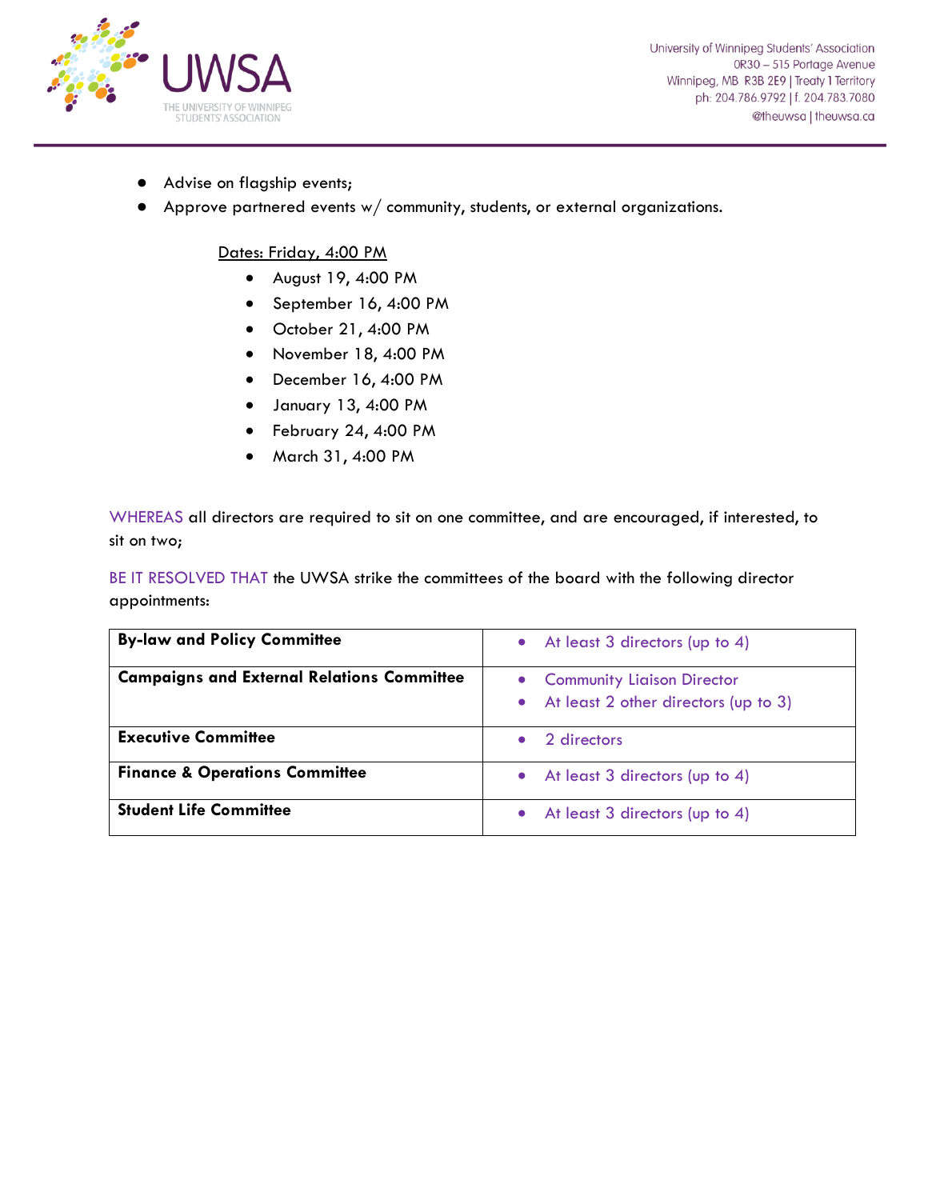- Advise on flagship events;
- Approve partnered events w/ community, students, or external organizations.

Dates: Friday, 4:00 PM

- August 19, 4:00 PM
- September 16, 4:00 PM
- October 21, 4:00 PM
- November 18, 4:00 PM
- December 16, 4:00 PM
- January 13, 4:00 PM
- February 24, 4:00 PM
- March 31, 4:00 PM

WHEREAS all directors are required to sit on one committee, and are encouraged, if interested, to sit on two;

BE IT RESOLVED THAT the UWSA strike the committees of the board with the following director appointments:

| | |
|---|---|
| **By-law and Policy Committee** | • At least 3 directors (up to 4) |
| **Campaigns and External Relations Committee** | • Community Liaison Director<br>• At least 2 other directors (up to 3) |
| **Executive Committee** | • 2 directors |
| **Finance & Operations Committee** | • At least 3 directors (up to 4) |
| **Student Life Committee** | • At least 3 directors (up to 4) |